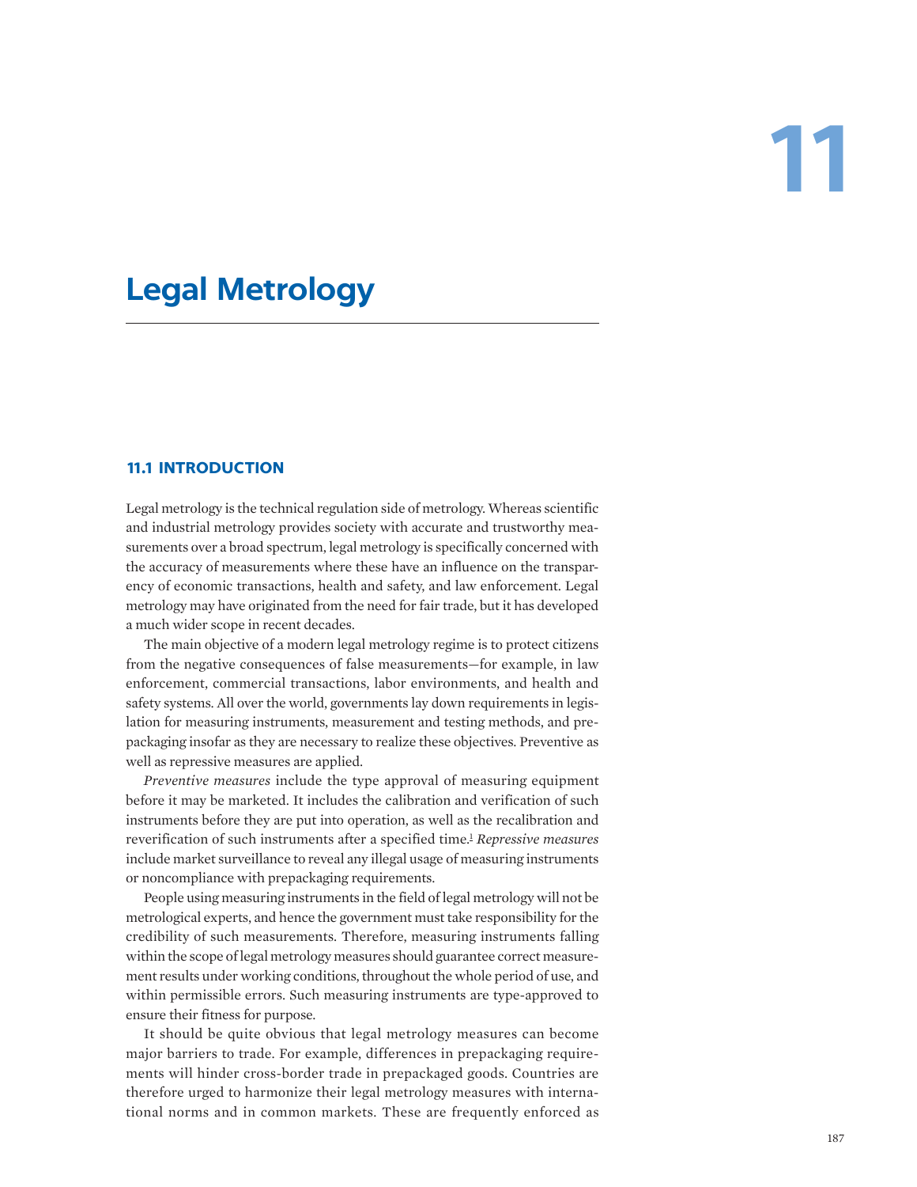# 11

# Legal Metrology

## 11.1 INTRODUCTION

Legal metrology is the technical regulation side of metrology. Whereas scientific and industrial metrology provides society with accurate and trustworthy measurements over a broad spectrum, legal metrology is specifically concerned with the accuracy of measurements where these have an influence on the transparency of economic transactions, health and safety, and law enforcement. Legal metrology may have originated from the need for fair trade, but it has developed a much wider scope in recent decades.

The main objective of a modern legal metrology regime is to protect citizens from the negative consequences of false measurements—for example, in law enforcement, commercial transactions, labor environments, and health and safety systems. All over the world, governments lay down requirements in legislation for measuring instruments, measurement and testing methods, and prepackaging insofar as they are necessary to realize these objectives. Preventive as well as repressive measures are applied.

*Preventive measures* include the type approval of measuring equipment before it may be marketed. It includes the calibration and verification of such instruments before they are put into operation, as well as the recalibration and reverification of such instruments after a specified time.[1] *Repressive measures* include market surveillance to reveal any illegal usage of measuring instruments or noncompliance with prepackaging requirements.

People using measuring instruments in the field of legal metrology will not be metrological experts, and hence the government must take responsibility for the credibility of such measurements. Therefore, measuring instruments falling within the scope of legal metrology measures should guarantee correct measurement results under working conditions, throughout the whole period of use, and within permissible errors. Such measuring instruments are type-approved to ensure their fitness for purpose.

It should be quite obvious that legal metrology measures can become major barriers to trade. For example, differences in prepackaging requirements will hinder cross-border trade in prepackaged goods. Countries are therefore urged to harmonize their legal metrology measures with international norms and in common markets. These are frequently enforced as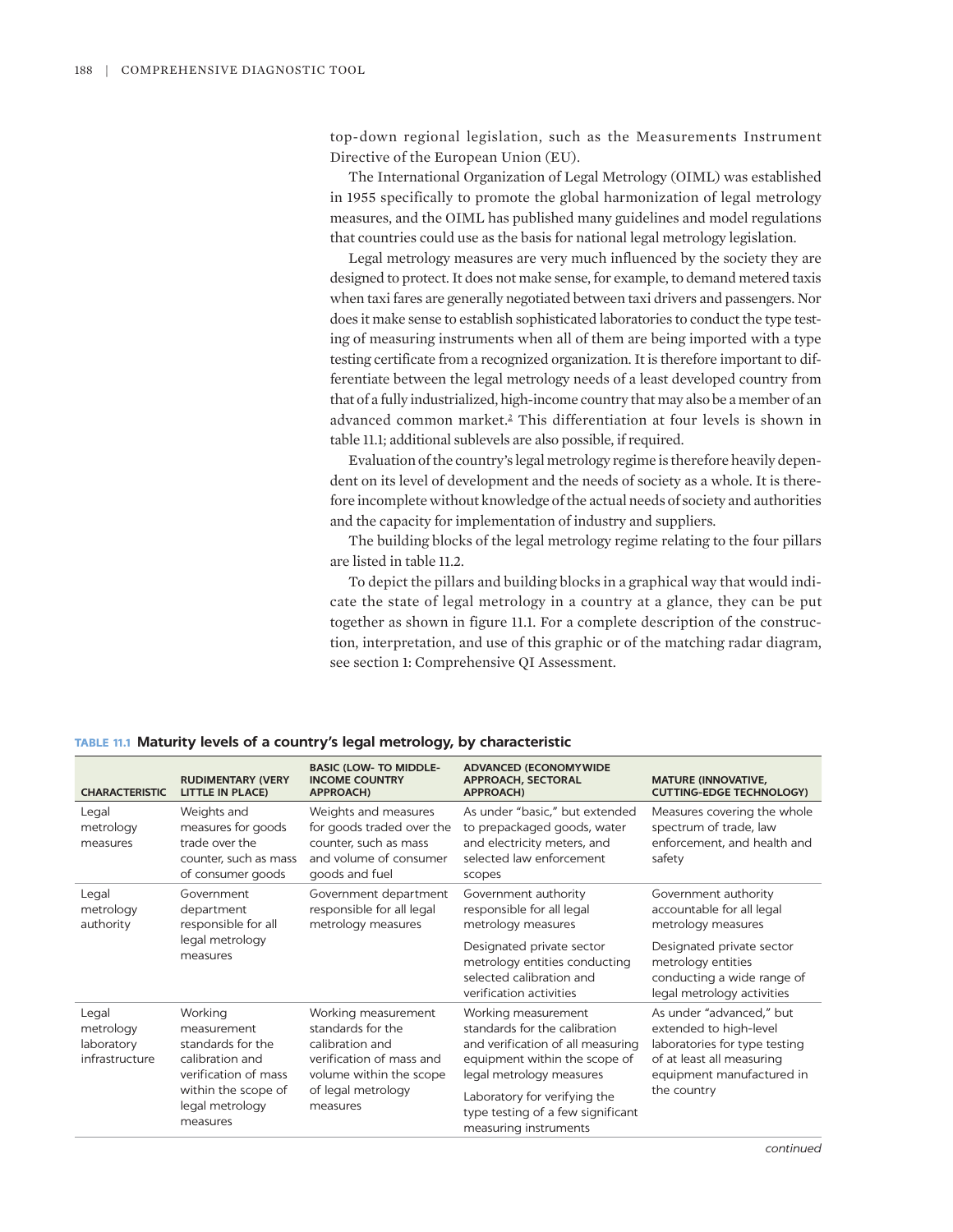top-down regional legislation, such as the Measurements Instrument Directive of the European Union (EU).

The International Organization of Legal Metrology (OIML) was established in 1955 specifically to promote the global harmonization of legal metrology measures, and the OIML has published many guidelines and model regulations that countries could use as the basis for national legal metrology legislation.

Legal metrology measures are very much influenced by the society they are designed to protect. It does not make sense, for example, to demand metered taxis when taxi fares are generally negotiated between taxi drivers and passengers. Nor does it make sense to establish sophisticated laboratories to conduct the type testing of measuring instruments when all of them are being imported with a type testing certificate from a recognized organization. It is therefore important to differentiate between the legal metrology needs of a least developed country from that of a fully industrialized, high-income country that may also be a member of an advanced common market.[2] This differentiation at four levels is shown in table 11.1; additional sublevels are also possible, if required.

Evaluation of the country's legal metrology regime is therefore heavily dependent on its level of development and the needs of society as a whole. It is therefore incomplete without knowledge of the actual needs of society and authorities and the capacity for implementation of industry and suppliers.

The building blocks of the legal metrology regime relating to the four pillars are listed in table 11.2.

To depict the pillars and building blocks in a graphical way that would indicate the state of legal metrology in a country at a glance, they can be put together as shown in figure 11.1. For a complete description of the construction, interpretation, and use of this graphic or of the matching radar diagram, see section 1: Comprehensive QI Assessment.

**TABLE 11.1 Maturity levels of a country's legal metrology, by characteristic**

| CHARACTERISTIC | RUDIMENTARY (VERY LITTLE IN PLACE) | BASIC (LOW- TO MIDDLE-INCOME COUNTRY APPROACH) | ADVANCED (ECONOMYWIDE APPROACH, SECTORAL APPROACH) | MATURE (INNOVATIVE, CUTTING-EDGE TECHNOLOGY) |
|---|---|---|---|---|
| Legal metrology measures | Weights and measures for goods trade over the counter, such as mass of consumer goods | Weights and measures for goods traded over the counter, such as mass and volume of consumer goods and fuel | As under "basic," but extended to prepackaged goods, water and electricity meters, and selected law enforcement scopes | Measures covering the whole spectrum of trade, law enforcement, and health and safety |
| Legal metrology authority | Government department responsible for all legal metrology measures | Government department responsible for all legal metrology measures | Government authority responsible for all legal metrology measures<br><br>Designated private sector metrology entities conducting selected calibration and verification activities | Government authority accountable for all legal metrology measures<br><br>Designated private sector metrology entities conducting a wide range of legal metrology activities |
| Legal metrology laboratory infrastructure | Working measurement standards for the calibration and verification of mass within the scope of legal metrology measures | Working measurement standards for the calibration and verification of mass and volume within the scope of legal metrology measures | Working measurement standards for the calibration and verification of all measuring equipment within the scope of legal metrology measures<br><br>Laboratory for verifying the type testing of a few significant measuring instruments | As under "advanced," but extended to high-level laboratories for type testing of at least all measuring equipment manufactured in the country |

*continued*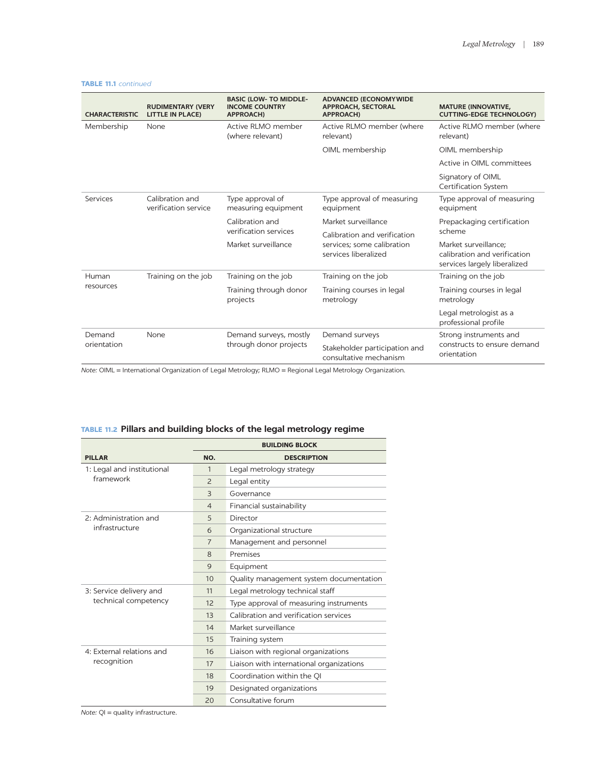**TABLE 11.1** *continued*

| CHARACTERISTIC | RUDIMENTARY (VERY LITTLE IN PLACE) | BASIC (LOW- TO MIDDLE-INCOME COUNTRY APPROACH) | ADVANCED (ECONOMYWIDE APPROACH, SECTORAL APPROACH) | MATURE (INNOVATIVE, CUTTING-EDGE TECHNOLOGY) |
|---|---|---|---|---|
| Membership | None | Active RLMO member (where relevant) | Active RLMO member (where relevant)<br>OIML membership | Active RLMO member (where relevant)<br>OIML membership<br>Active in OIML committees<br>Signatory of OIML Certification System |
| Services | Calibration and verification service | Type approval of measuring equipment<br>Calibration and verification services<br>Market surveillance | Type approval of measuring equipment<br>Market surveillance<br>Calibration and verification services; some calibration services liberalized | Type approval of measuring equipment<br>Prepackaging certification scheme<br>Market surveillance; calibration and verification services largely liberalized |
| Human resources | Training on the job | Training on the job<br>Training through donor projects | Training on the job<br>Training courses in legal metrology | Training on the job<br>Training courses in legal metrology<br>Legal metrologist as a professional profile |
| Demand orientation | None | Demand surveys, mostly through donor projects | Demand surveys<br>Stakeholder participation and consultative mechanism | Strong instruments and constructs to ensure demand orientation |

*Note:* OIML = International Organization of Legal Metrology; RLMO = Regional Legal Metrology Organization.

**TABLE 11.2 Pillars and building blocks of the legal metrology regime**

| PILLAR | BUILDING BLOCK | |
|---|---|---|
| | NO. | DESCRIPTION |
| 1: Legal and institutional framework | 1 | Legal metrology strategy |
| | 2 | Legal entity |
| | 3 | Governance |
| | 4 | Financial sustainability |
| 2: Administration and infrastructure | 5 | Director |
| | 6 | Organizational structure |
| | 7 | Management and personnel |
| | 8 | Premises |
| | 9 | Equipment |
| | 10 | Quality management system documentation |
| 3: Service delivery and technical competency | 11 | Legal metrology technical staff |
| | 12 | Type approval of measuring instruments |
| | 13 | Calibration and verification services |
| | 14 | Market surveillance |
| | 15 | Training system |
| 4: External relations and recognition | 16 | Liaison with regional organizations |
| | 17 | Liaison with international organizations |
| | 18 | Coordination within the QI |
| | 19 | Designated organizations |
| | 20 | Consultative forum |

*Note:* QI = quality infrastructure.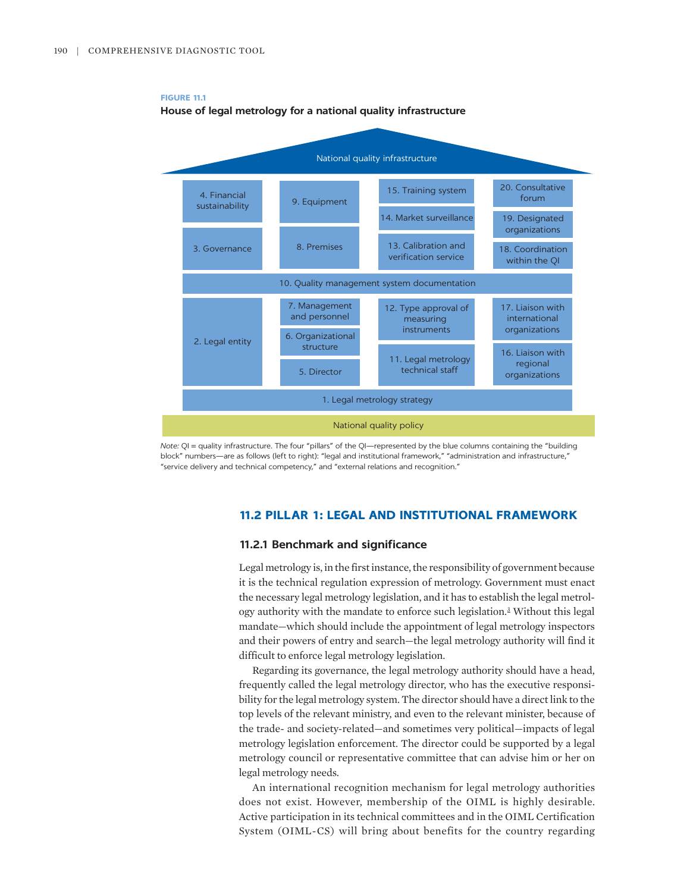**FIGURE 11.1**

**House of legal metrology for a national quality infrastructure**

National quality infrastructure

| | | | |
|---|---|---|---|
| 4. Financial sustainability | 9. Equipment | 15. Training system | 20. Consultative forum |
| | | 14. Market surveillance | 19. Designated organizations |
| 3. Governance | 8. Premises | 13. Calibration and verification service | 18. Coordination within the QI |
| 10. Quality management system documentation | | | |
| 2. Legal entity | 7. Management and personnel | 12. Type approval of measuring instruments | 17. Liaison with international organizations |
| | 6. Organizational structure | 11. Legal metrology technical staff | 16. Liaison with regional organizations |
| | 5. Director | | |
| 1. Legal metrology strategy | | | |

National quality policy

*Note:* QI = quality infrastructure. The four "pillars" of the QI—represented by the blue columns containing the "building block" numbers—are as follows (left to right): "legal and institutional framework," "administration and infrastructure," "service delivery and technical competency," and "external relations and recognition."

## 11.2 PILLAR 1: LEGAL AND INSTITUTIONAL FRAMEWORK

### 11.2.1 Benchmark and significance

Legal metrology is, in the first instance, the responsibility of government because it is the technical regulation expression of metrology. Government must enact the necessary legal metrology legislation, and it has to establish the legal metrology authority with the mandate to enforce such legislation.[3] Without this legal mandate—which should include the appointment of legal metrology inspectors and their powers of entry and search—the legal metrology authority will find it difficult to enforce legal metrology legislation.

Regarding its governance, the legal metrology authority should have a head, frequently called the legal metrology director, who has the executive responsibility for the legal metrology system. The director should have a direct link to the top levels of the relevant ministry, and even to the relevant minister, because of the trade- and society-related—and sometimes very political—impacts of legal metrology legislation enforcement. The director could be supported by a legal metrology council or representative committee that can advise him or her on legal metrology needs.

An international recognition mechanism for legal metrology authorities does not exist. However, membership of the OIML is highly desirable. Active participation in its technical committees and in the OIML Certification System (OIML-CS) will bring about benefits for the country regarding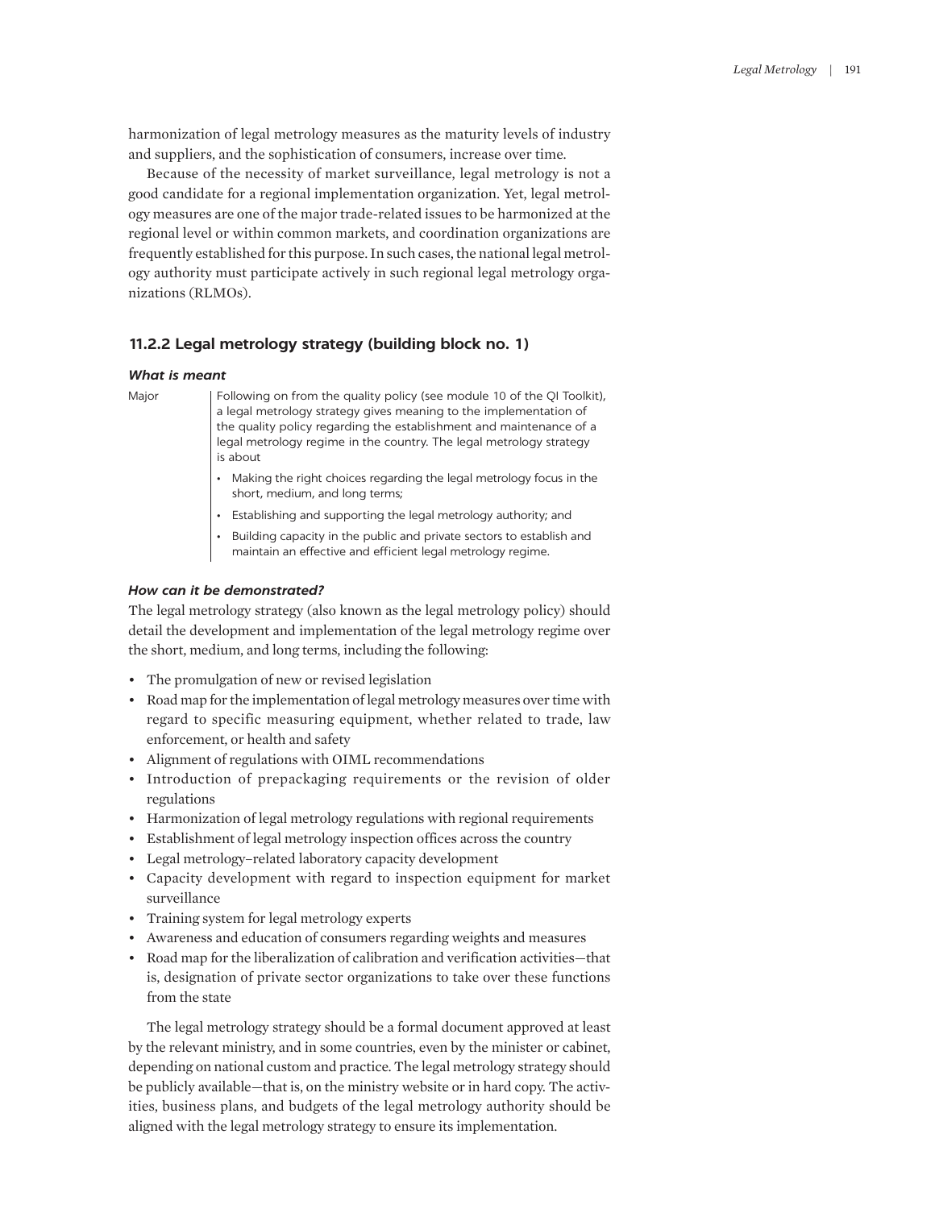harmonization of legal metrology measures as the maturity levels of industry and suppliers, and the sophistication of consumers, increase over time.

Because of the necessity of market surveillance, legal metrology is not a good candidate for a regional implementation organization. Yet, legal metrology measures are one of the major trade-related issues to be harmonized at the regional level or within common markets, and coordination organizations are frequently established for this purpose. In such cases, the national legal metrology authority must participate actively in such regional legal metrology organizations (RLMOs).

### 11.2.2 Legal metrology strategy (building block no. 1)

#### *What is meant*

| | |
|---|---|
| Major | Following on from the quality policy (see module 10 of the QI Toolkit), a legal metrology strategy gives meaning to the implementation of the quality policy regarding the establishment and maintenance of a legal metrology regime in the country. The legal metrology strategy is about<br>• Making the right choices regarding the legal metrology focus in the short, medium, and long terms;<br>• Establishing and supporting the legal metrology authority; and<br>• Building capacity in the public and private sectors to establish and maintain an effective and efficient legal metrology regime. |

#### *How can it be demonstrated?*

The legal metrology strategy (also known as the legal metrology policy) should detail the development and implementation of the legal metrology regime over the short, medium, and long terms, including the following:

- The promulgation of new or revised legislation
- Road map for the implementation of legal metrology measures over time with regard to specific measuring equipment, whether related to trade, law enforcement, or health and safety
- Alignment of regulations with OIML recommendations
- Introduction of prepackaging requirements or the revision of older regulations
- Harmonization of legal metrology regulations with regional requirements
- Establishment of legal metrology inspection offices across the country
- Legal metrology–related laboratory capacity development
- Capacity development with regard to inspection equipment for market surveillance
- Training system for legal metrology experts
- Awareness and education of consumers regarding weights and measures
- Road map for the liberalization of calibration and verification activities—that is, designation of private sector organizations to take over these functions from the state

The legal metrology strategy should be a formal document approved at least by the relevant ministry, and in some countries, even by the minister or cabinet, depending on national custom and practice. The legal metrology strategy should be publicly available—that is, on the ministry website or in hard copy. The activities, business plans, and budgets of the legal metrology authority should be aligned with the legal metrology strategy to ensure its implementation.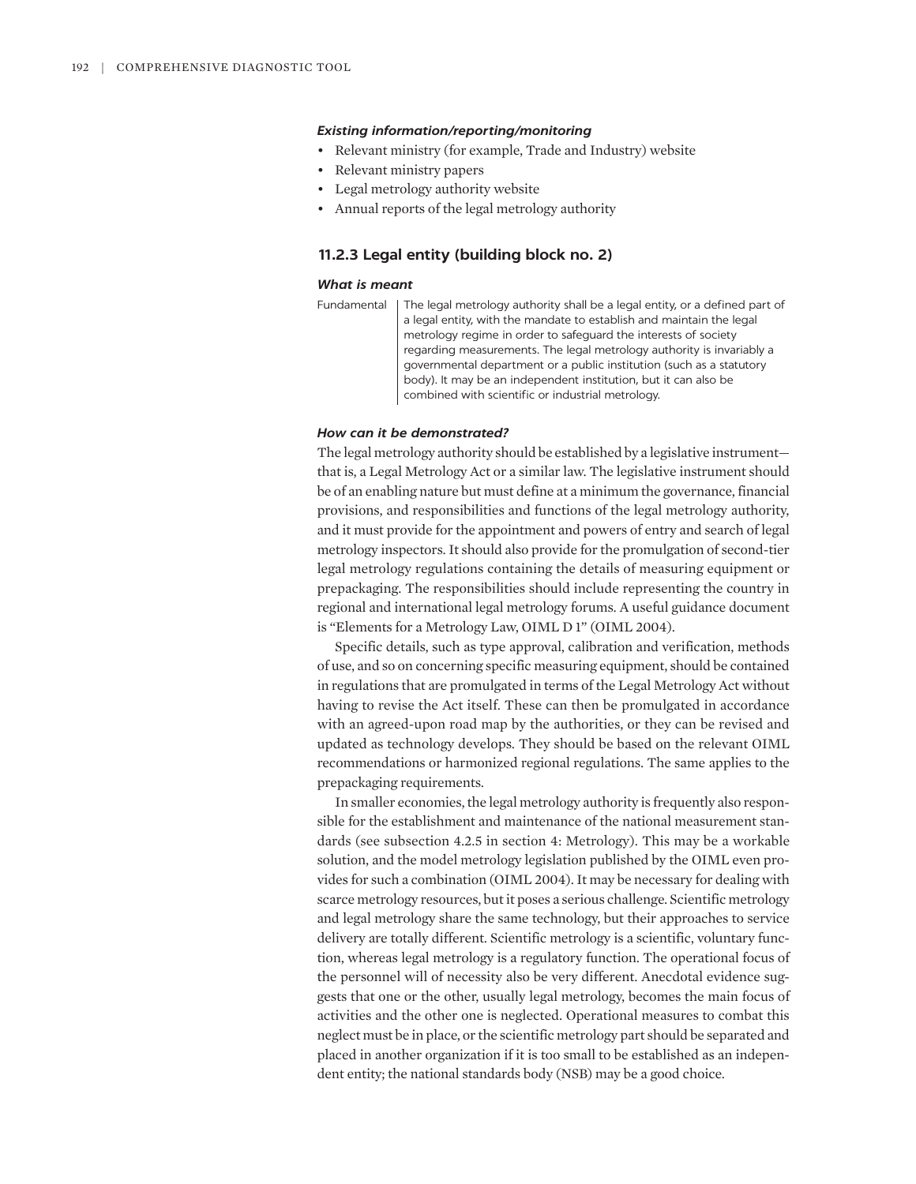*Existing information/reporting/monitoring*

- Relevant ministry (for example, Trade and Industry) website
- Relevant ministry papers
- Legal metrology authority website
- Annual reports of the legal metrology authority

### 11.2.3 Legal entity (building block no. 2)

*What is meant*

| Fundamental | The legal metrology authority shall be a legal entity, or a defined part of a legal entity, with the mandate to establish and maintain the legal metrology regime in order to safeguard the interests of society regarding measurements. The legal metrology authority is invariably a governmental department or a public institution (such as a statutory body). It may be an independent institution, but it can also be combined with scientific or industrial metrology. |
|---|---|

*How can it be demonstrated?*

The legal metrology authority should be established by a legislative instrument—that is, a Legal Metrology Act or a similar law. The legislative instrument should be of an enabling nature but must define at a minimum the governance, financial provisions, and responsibilities and functions of the legal metrology authority, and it must provide for the appointment and powers of entry and search of legal metrology inspectors. It should also provide for the promulgation of second-tier legal metrology regulations containing the details of measuring equipment or prepackaging. The responsibilities should include representing the country in regional and international legal metrology forums. A useful guidance document is "Elements for a Metrology Law, OIML D 1" (OIML 2004).

Specific details, such as type approval, calibration and verification, methods of use, and so on concerning specific measuring equipment, should be contained in regulations that are promulgated in terms of the Legal Metrology Act without having to revise the Act itself. These can then be promulgated in accordance with an agreed-upon road map by the authorities, or they can be revised and updated as technology develops. They should be based on the relevant OIML recommendations or harmonized regional regulations. The same applies to the prepackaging requirements.

In smaller economies, the legal metrology authority is frequently also responsible for the establishment and maintenance of the national measurement standards (see subsection 4.2.5 in section 4: Metrology). This may be a workable solution, and the model metrology legislation published by the OIML even provides for such a combination (OIML 2004). It may be necessary for dealing with scarce metrology resources, but it poses a serious challenge. Scientific metrology and legal metrology share the same technology, but their approaches to service delivery are totally different. Scientific metrology is a scientific, voluntary function, whereas legal metrology is a regulatory function. The operational focus of the personnel will of necessity also be very different. Anecdotal evidence suggests that one or the other, usually legal metrology, becomes the main focus of activities and the other one is neglected. Operational measures to combat this neglect must be in place, or the scientific metrology part should be separated and placed in another organization if it is too small to be established as an independent entity; the national standards body (NSB) may be a good choice.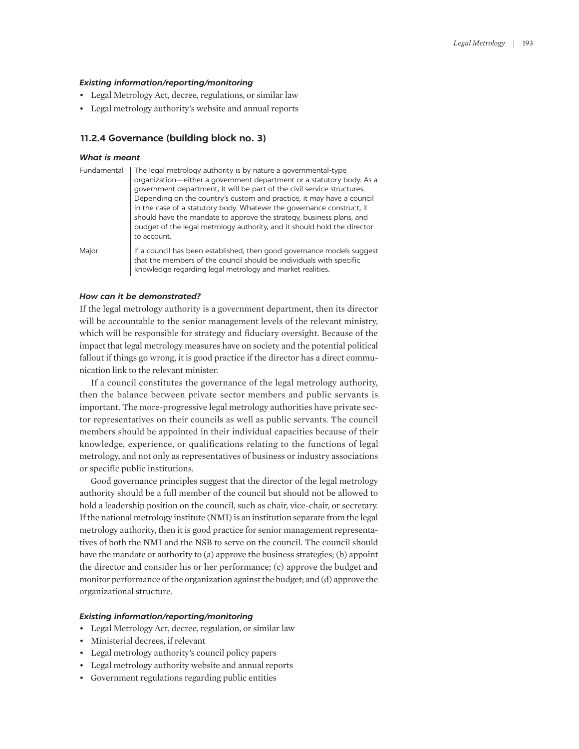#### *Existing information/reporting/monitoring*

- Legal Metrology Act, decree, regulations, or similar law
- Legal metrology authority's website and annual reports

### 11.2.4 Governance (building block no. 3)

#### *What is meant*

| | |
|---|---|
| Fundamental | The legal metrology authority is by nature a governmental-type organization—either a government department or a statutory body. As a government department, it will be part of the civil service structures. Depending on the country's custom and practice, it may have a council in the case of a statutory body. Whatever the governance construct, it should have the mandate to approve the strategy, business plans, and budget of the legal metrology authority, and it should hold the director to account. |
| Major | If a council has been established, then good governance models suggest that the members of the council should be individuals with specific knowledge regarding legal metrology and market realities. |

#### *How can it be demonstrated?*

If the legal metrology authority is a government department, then its director will be accountable to the senior management levels of the relevant ministry, which will be responsible for strategy and fiduciary oversight. Because of the impact that legal metrology measures have on society and the potential political fallout if things go wrong, it is good practice if the director has a direct communication link to the relevant minister.

If a council constitutes the governance of the legal metrology authority, then the balance between private sector members and public servants is important. The more-progressive legal metrology authorities have private sector representatives on their councils as well as public servants. The council members should be appointed in their individual capacities because of their knowledge, experience, or qualifications relating to the functions of legal metrology, and not only as representatives of business or industry associations or specific public institutions.

Good governance principles suggest that the director of the legal metrology authority should be a full member of the council but should not be allowed to hold a leadership position on the council, such as chair, vice-chair, or secretary. If the national metrology institute (NMI) is an institution separate from the legal metrology authority, then it is good practice for senior management representatives of both the NMI and the NSB to serve on the council. The council should have the mandate or authority to (a) approve the business strategies; (b) appoint the director and consider his or her performance; (c) approve the budget and monitor performance of the organization against the budget; and (d) approve the organizational structure.

#### *Existing information/reporting/monitoring*

- Legal Metrology Act, decree, regulation, or similar law
- Ministerial decrees, if relevant
- Legal metrology authority's council policy papers
- Legal metrology authority website and annual reports
- Government regulations regarding public entities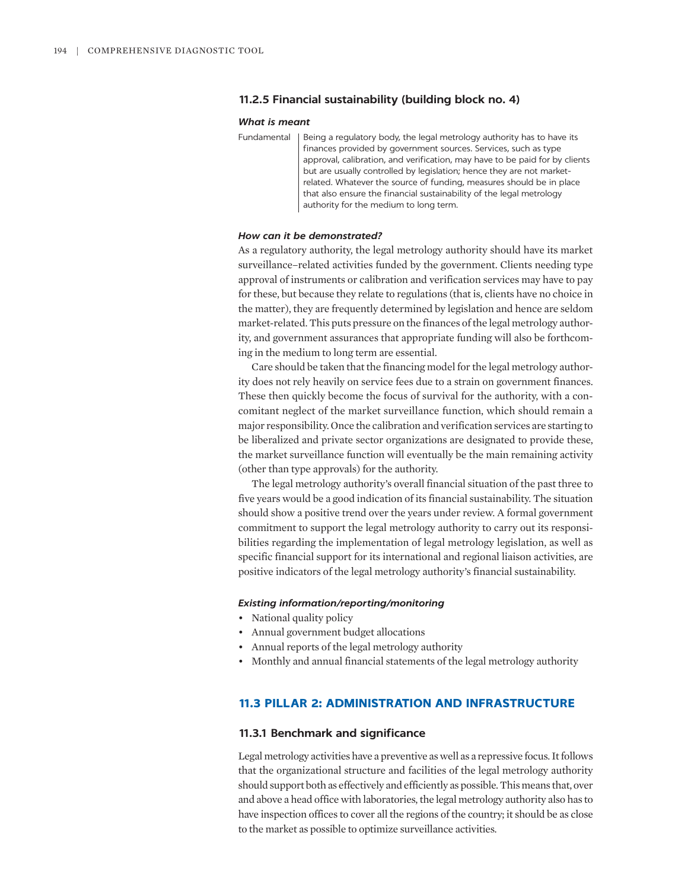### 11.2.5 Financial sustainability (building block no. 4)

#### *What is meant*

| Fundamental | Being a regulatory body, the legal metrology authority has to have its finances provided by government sources. Services, such as type approval, calibration, and verification, may have to be paid for by clients but are usually controlled by legislation; hence they are not market-related. Whatever the source of funding, measures should be in place that also ensure the financial sustainability of the legal metrology authority for the medium to long term. |
|---|---|

#### *How can it be demonstrated?*

As a regulatory authority, the legal metrology authority should have its market surveillance–related activities funded by the government. Clients needing type approval of instruments or calibration and verification services may have to pay for these, but because they relate to regulations (that is, clients have no choice in the matter), they are frequently determined by legislation and hence are seldom market-related. This puts pressure on the finances of the legal metrology authority, and government assurances that appropriate funding will also be forthcoming in the medium to long term are essential.

Care should be taken that the financing model for the legal metrology authority does not rely heavily on service fees due to a strain on government finances. These then quickly become the focus of survival for the authority, with a concomitant neglect of the market surveillance function, which should remain a major responsibility. Once the calibration and verification services are starting to be liberalized and private sector organizations are designated to provide these, the market surveillance function will eventually be the main remaining activity (other than type approvals) for the authority.

The legal metrology authority's overall financial situation of the past three to five years would be a good indication of its financial sustainability. The situation should show a positive trend over the years under review. A formal government commitment to support the legal metrology authority to carry out its responsibilities regarding the implementation of legal metrology legislation, as well as specific financial support for its international and regional liaison activities, are positive indicators of the legal metrology authority's financial sustainability.

#### *Existing information/reporting/monitoring*

- National quality policy
- Annual government budget allocations
- Annual reports of the legal metrology authority
- Monthly and annual financial statements of the legal metrology authority

## 11.3 PILLAR 2: ADMINISTRATION AND INFRASTRUCTURE

### 11.3.1 Benchmark and significance

Legal metrology activities have a preventive as well as a repressive focus. It follows that the organizational structure and facilities of the legal metrology authority should support both as effectively and efficiently as possible. This means that, over and above a head office with laboratories, the legal metrology authority also has to have inspection offices to cover all the regions of the country; it should be as close to the market as possible to optimize surveillance activities.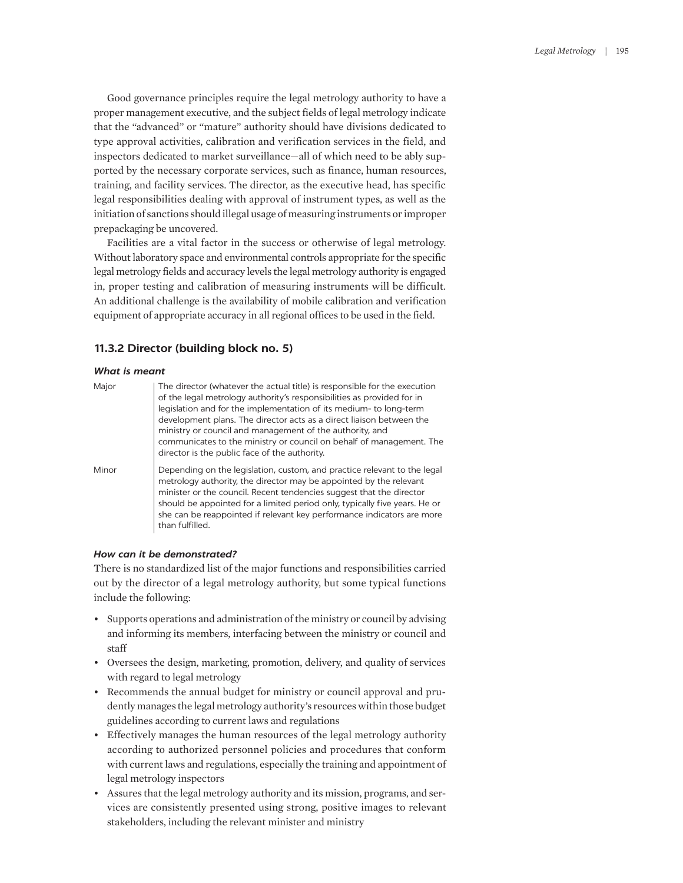Good governance principles require the legal metrology authority to have a proper management executive, and the subject fields of legal metrology indicate that the "advanced" or "mature" authority should have divisions dedicated to type approval activities, calibration and verification services in the field, and inspectors dedicated to market surveillance—all of which need to be ably supported by the necessary corporate services, such as finance, human resources, training, and facility services. The director, as the executive head, has specific legal responsibilities dealing with approval of instrument types, as well as the initiation of sanctions should illegal usage of measuring instruments or improper prepackaging be uncovered.

Facilities are a vital factor in the success or otherwise of legal metrology. Without laboratory space and environmental controls appropriate for the specific legal metrology fields and accuracy levels the legal metrology authority is engaged in, proper testing and calibration of measuring instruments will be difficult. An additional challenge is the availability of mobile calibration and verification equipment of appropriate accuracy in all regional offices to be used in the field.

### 11.3.2 Director (building block no. 5)

#### *What is meant*

| | |
|---|---|
| Major | The director (whatever the actual title) is responsible for the execution of the legal metrology authority's responsibilities as provided for in legislation and for the implementation of its medium- to long-term development plans. The director acts as a direct liaison between the ministry or council and management of the authority, and communicates to the ministry or council on behalf of management. The director is the public face of the authority. |
| Minor | Depending on the legislation, custom, and practice relevant to the legal metrology authority, the director may be appointed by the relevant minister or the council. Recent tendencies suggest that the director should be appointed for a limited period only, typically five years. He or she can be reappointed if relevant key performance indicators are more than fulfilled. |

#### *How can it be demonstrated?*

There is no standardized list of the major functions and responsibilities carried out by the director of a legal metrology authority, but some typical functions include the following:

- Supports operations and administration of the ministry or council by advising and informing its members, interfacing between the ministry or council and staff
- Oversees the design, marketing, promotion, delivery, and quality of services with regard to legal metrology
- Recommends the annual budget for ministry or council approval and prudently manages the legal metrology authority's resources within those budget guidelines according to current laws and regulations
- Effectively manages the human resources of the legal metrology authority according to authorized personnel policies and procedures that conform with current laws and regulations, especially the training and appointment of legal metrology inspectors
- Assures that the legal metrology authority and its mission, programs, and services are consistently presented using strong, positive images to relevant stakeholders, including the relevant minister and ministry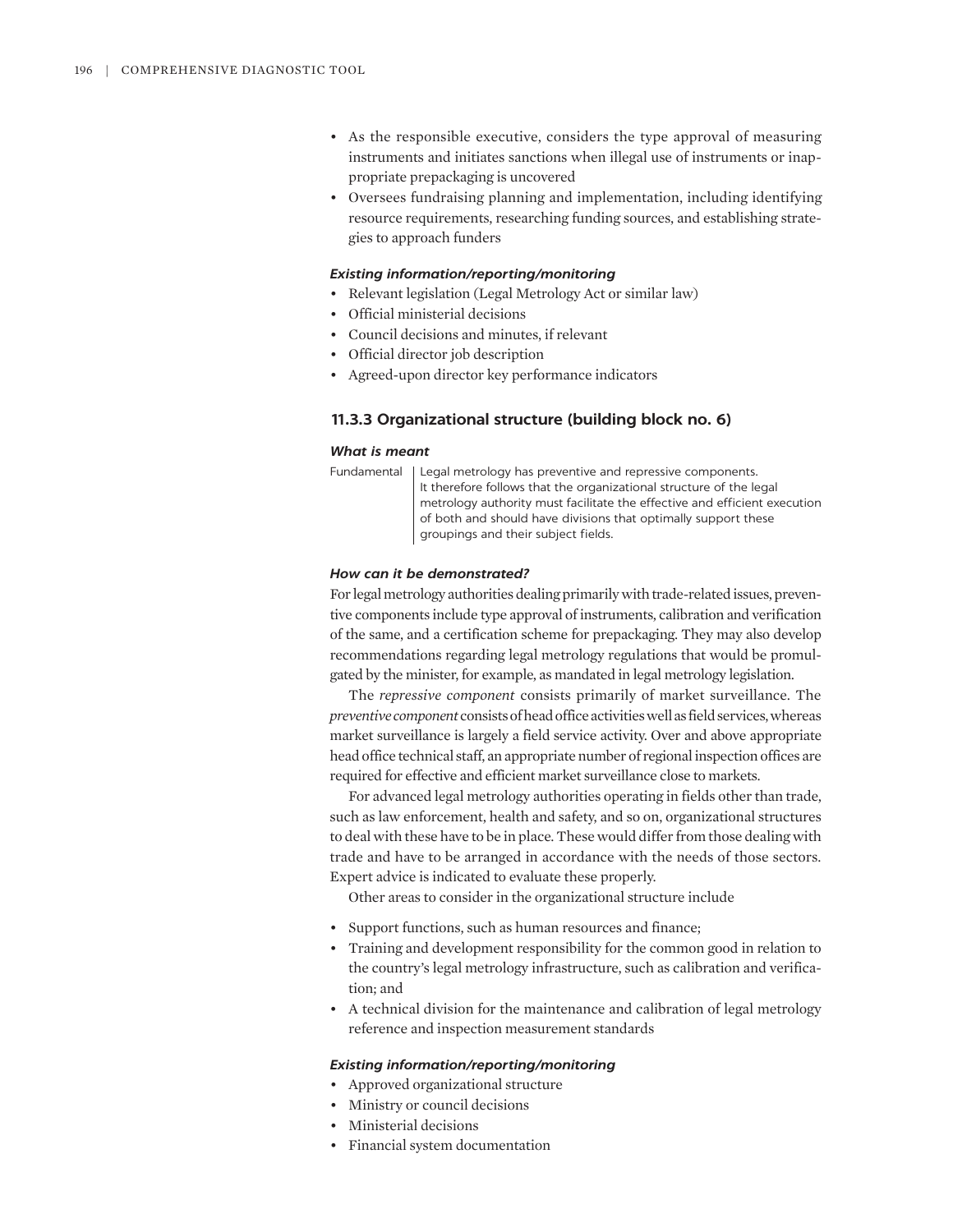- As the responsible executive, considers the type approval of measuring instruments and initiates sanctions when illegal use of instruments or inappropriate prepackaging is uncovered
- Oversees fundraising planning and implementation, including identifying resource requirements, researching funding sources, and establishing strategies to approach funders

***Existing information/reporting/monitoring***

- Relevant legislation (Legal Metrology Act or similar law)
- Official ministerial decisions
- Council decisions and minutes, if relevant
- Official director job description
- Agreed-upon director key performance indicators

### 11.3.3 Organizational structure (building block no. 6)

***What is meant***

| Fundamental | Legal metrology has preventive and repressive components. It therefore follows that the organizational structure of the legal metrology authority must facilitate the effective and efficient execution of both and should have divisions that optimally support these groupings and their subject fields. |
|---|---|

***How can it be demonstrated?***

For legal metrology authorities dealing primarily with trade-related issues, preventive components include type approval of instruments, calibration and verification of the same, and a certification scheme for prepackaging. They may also develop recommendations regarding legal metrology regulations that would be promulgated by the minister, for example, as mandated in legal metrology legislation.

The *repressive component* consists primarily of market surveillance. The *preventive component* consists of head office activities well as field services, whereas market surveillance is largely a field service activity. Over and above appropriate head office technical staff, an appropriate number of regional inspection offices are required for effective and efficient market surveillance close to markets.

For advanced legal metrology authorities operating in fields other than trade, such as law enforcement, health and safety, and so on, organizational structures to deal with these have to be in place. These would differ from those dealing with trade and have to be arranged in accordance with the needs of those sectors. Expert advice is indicated to evaluate these properly.

Other areas to consider in the organizational structure include

- Support functions, such as human resources and finance;
- Training and development responsibility for the common good in relation to the country's legal metrology infrastructure, such as calibration and verification; and
- A technical division for the maintenance and calibration of legal metrology reference and inspection measurement standards

***Existing information/reporting/monitoring***

- Approved organizational structure
- Ministry or council decisions
- Ministerial decisions
- Financial system documentation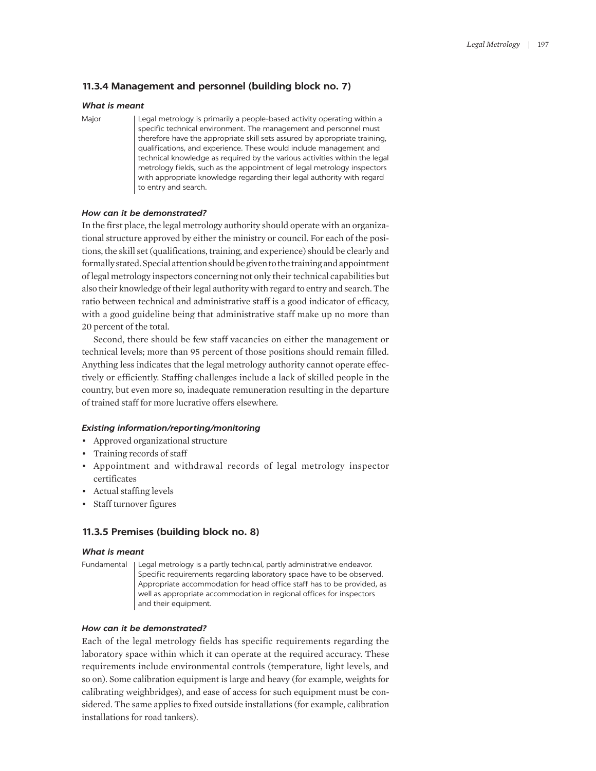### 11.3.4 Management and personnel (building block no. 7)

#### *What is meant*

| | |
|---|---|
| Major | Legal metrology is primarily a people-based activity operating within a specific technical environment. The management and personnel must therefore have the appropriate skill sets assured by appropriate training, qualifications, and experience. These would include management and technical knowledge as required by the various activities within the legal metrology fields, such as the appointment of legal metrology inspectors with appropriate knowledge regarding their legal authority with regard to entry and search. |

#### *How can it be demonstrated?*

In the first place, the legal metrology authority should operate with an organizational structure approved by either the ministry or council. For each of the positions, the skill set (qualifications, training, and experience) should be clearly and formally stated. Special attention should be given to the training and appointment of legal metrology inspectors concerning not only their technical capabilities but also their knowledge of their legal authority with regard to entry and search. The ratio between technical and administrative staff is a good indicator of efficacy, with a good guideline being that administrative staff make up no more than 20 percent of the total.

Second, there should be few staff vacancies on either the management or technical levels; more than 95 percent of those positions should remain filled. Anything less indicates that the legal metrology authority cannot operate effectively or efficiently. Staffing challenges include a lack of skilled people in the country, but even more so, inadequate remuneration resulting in the departure of trained staff for more lucrative offers elsewhere.

#### *Existing information/reporting/monitoring*

- Approved organizational structure
- Training records of staff
- Appointment and withdrawal records of legal metrology inspector certificates
- Actual staffing levels
- Staff turnover figures

### 11.3.5 Premises (building block no. 8)

#### *What is meant*

| | |
|---|---|
| Fundamental | Legal metrology is a partly technical, partly administrative endeavor. Specific requirements regarding laboratory space have to be observed. Appropriate accommodation for head office staff has to be provided, as well as appropriate accommodation in regional offices for inspectors and their equipment. |

#### *How can it be demonstrated?*

Each of the legal metrology fields has specific requirements regarding the laboratory space within which it can operate at the required accuracy. These requirements include environmental controls (temperature, light levels, and so on). Some calibration equipment is large and heavy (for example, weights for calibrating weighbridges), and ease of access for such equipment must be considered. The same applies to fixed outside installations (for example, calibration installations for road tankers).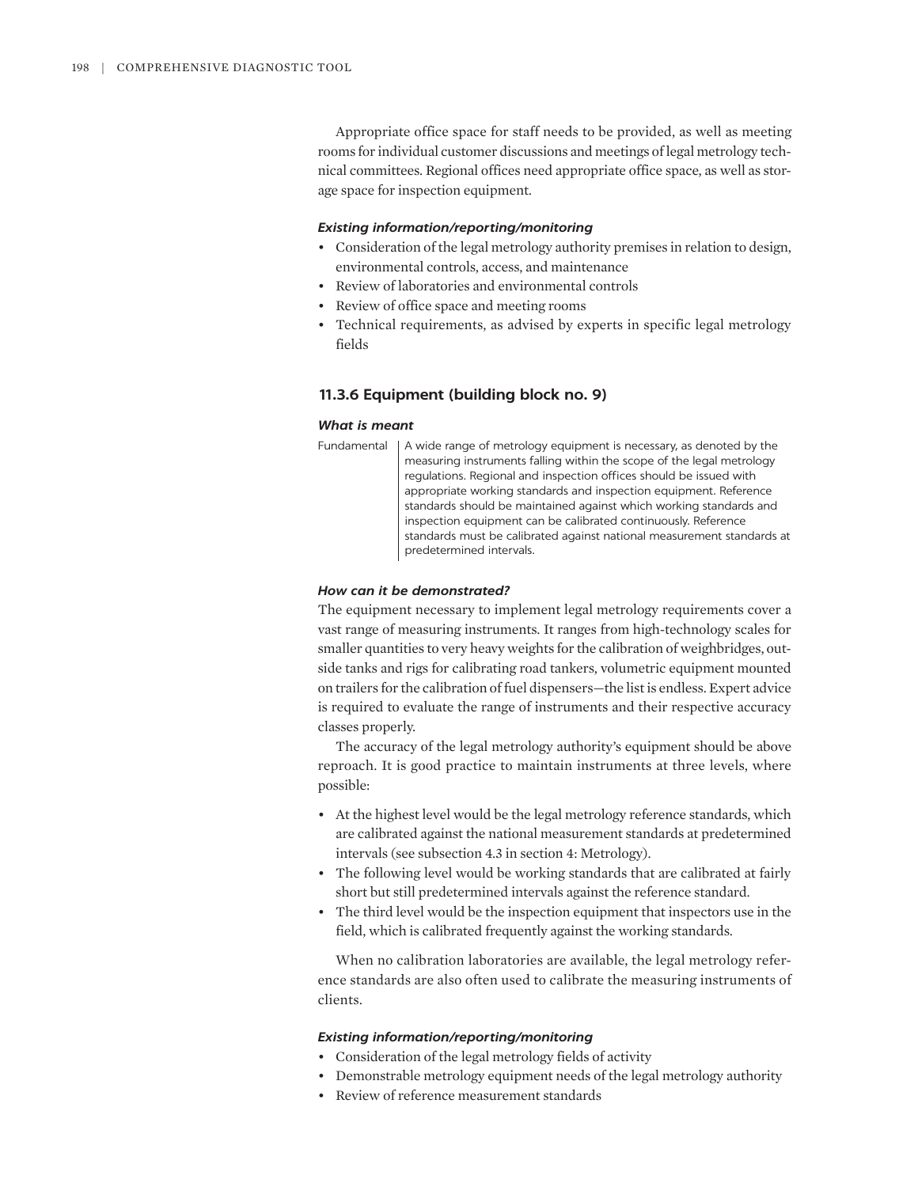Appropriate office space for staff needs to be provided, as well as meeting rooms for individual customer discussions and meetings of legal metrology technical committees. Regional offices need appropriate office space, as well as storage space for inspection equipment.

#### *Existing information/reporting/monitoring*

- Consideration of the legal metrology authority premises in relation to design, environmental controls, access, and maintenance
- Review of laboratories and environmental controls
- Review of office space and meeting rooms
- Technical requirements, as advised by experts in specific legal metrology fields

### 11.3.6 Equipment (building block no. 9)

#### *What is meant*

| | |
|---|---|
| Fundamental | A wide range of metrology equipment is necessary, as denoted by the measuring instruments falling within the scope of the legal metrology regulations. Regional and inspection offices should be issued with appropriate working standards and inspection equipment. Reference standards should be maintained against which working standards and inspection equipment can be calibrated continuously. Reference standards must be calibrated against national measurement standards at predetermined intervals. |

#### *How can it be demonstrated?*

The equipment necessary to implement legal metrology requirements cover a vast range of measuring instruments. It ranges from high-technology scales for smaller quantities to very heavy weights for the calibration of weighbridges, outside tanks and rigs for calibrating road tankers, volumetric equipment mounted on trailers for the calibration of fuel dispensers—the list is endless. Expert advice is required to evaluate the range of instruments and their respective accuracy classes properly.

The accuracy of the legal metrology authority's equipment should be above reproach. It is good practice to maintain instruments at three levels, where possible:

- At the highest level would be the legal metrology reference standards, which are calibrated against the national measurement standards at predetermined intervals (see subsection 4.3 in section 4: Metrology).
- The following level would be working standards that are calibrated at fairly short but still predetermined intervals against the reference standard.
- The third level would be the inspection equipment that inspectors use in the field, which is calibrated frequently against the working standards.

When no calibration laboratories are available, the legal metrology reference standards are also often used to calibrate the measuring instruments of clients.

#### *Existing information/reporting/monitoring*

- Consideration of the legal metrology fields of activity
- Demonstrable metrology equipment needs of the legal metrology authority
- Review of reference measurement standards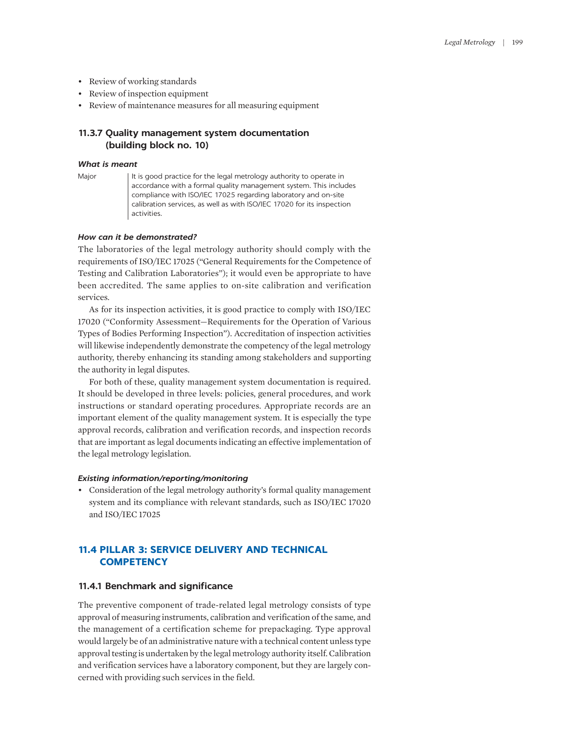- Review of working standards
- Review of inspection equipment
- Review of maintenance measures for all measuring equipment

### 11.3.7 Quality management system documentation (building block no. 10)

***What is meant***

| | |
|---|---|
| Major | It is good practice for the legal metrology authority to operate in accordance with a formal quality management system. This includes compliance with ISO/IEC 17025 regarding laboratory and on-site calibration services, as well as with ISO/IEC 17020 for its inspection activities. |

***How can it be demonstrated?***

The laboratories of the legal metrology authority should comply with the requirements of ISO/IEC 17025 ("General Requirements for the Competence of Testing and Calibration Laboratories"); it would even be appropriate to have been accredited. The same applies to on-site calibration and verification services.

As for its inspection activities, it is good practice to comply with ISO/IEC 17020 ("Conformity Assessment—Requirements for the Operation of Various Types of Bodies Performing Inspection"). Accreditation of inspection activities will likewise independently demonstrate the competency of the legal metrology authority, thereby enhancing its standing among stakeholders and supporting the authority in legal disputes.

For both of these, quality management system documentation is required. It should be developed in three levels: policies, general procedures, and work instructions or standard operating procedures. Appropriate records are an important element of the quality management system. It is especially the type approval records, calibration and verification records, and inspection records that are important as legal documents indicating an effective implementation of the legal metrology legislation.

***Existing information/reporting/monitoring***

- Consideration of the legal metrology authority's formal quality management system and its compliance with relevant standards, such as ISO/IEC 17020 and ISO/IEC 17025

## 11.4 PILLAR 3: SERVICE DELIVERY AND TECHNICAL COMPETENCY

### 11.4.1 Benchmark and significance

The preventive component of trade-related legal metrology consists of type approval of measuring instruments, calibration and verification of the same, and the management of a certification scheme for prepackaging. Type approval would largely be of an administrative nature with a technical content unless type approval testing is undertaken by the legal metrology authority itself. Calibration and verification services have a laboratory component, but they are largely concerned with providing such services in the field.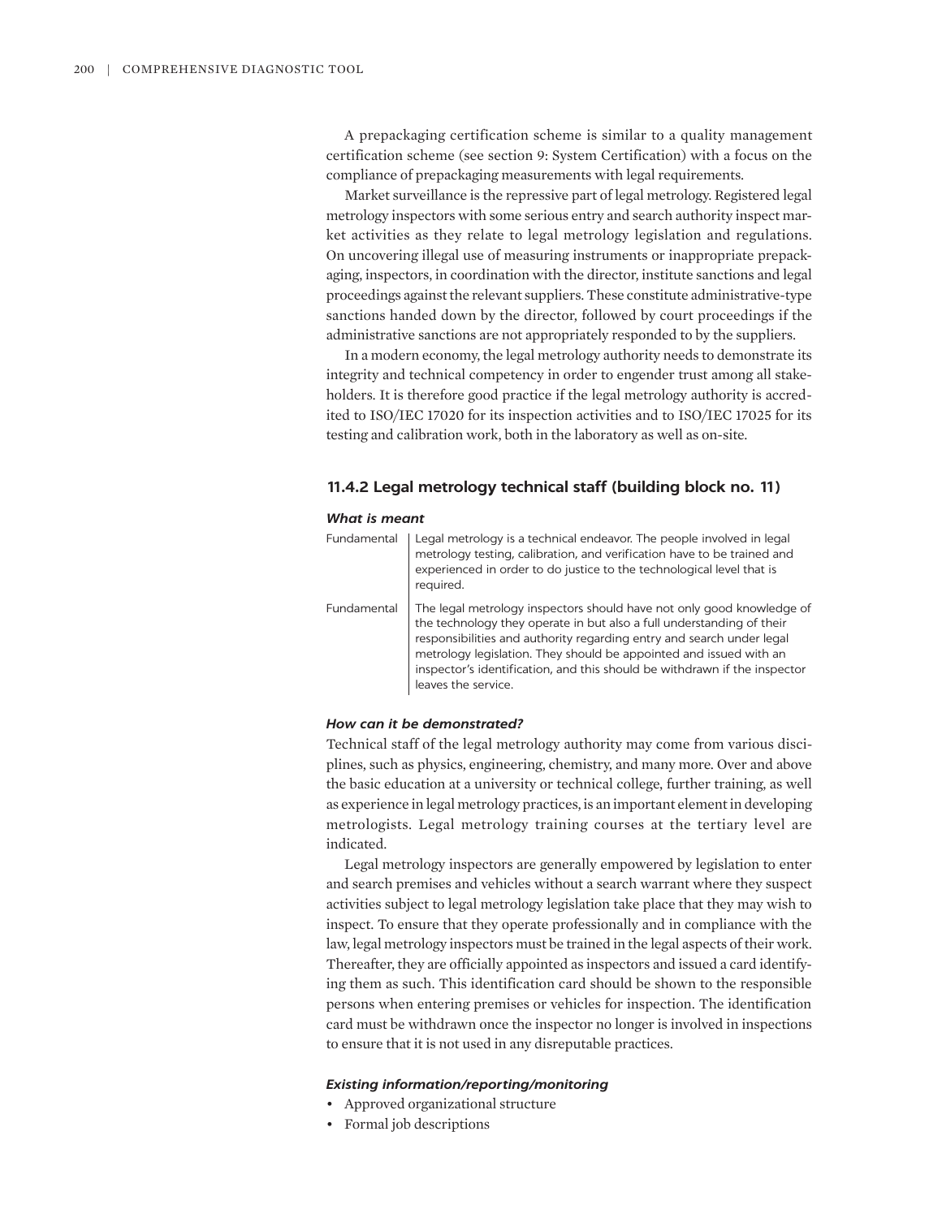A prepackaging certification scheme is similar to a quality management certification scheme (see section 9: System Certification) with a focus on the compliance of prepackaging measurements with legal requirements.

Market surveillance is the repressive part of legal metrology. Registered legal metrology inspectors with some serious entry and search authority inspect market activities as they relate to legal metrology legislation and regulations. On uncovering illegal use of measuring instruments or inappropriate prepackaging, inspectors, in coordination with the director, institute sanctions and legal proceedings against the relevant suppliers. These constitute administrative-type sanctions handed down by the director, followed by court proceedings if the administrative sanctions are not appropriately responded to by the suppliers.

In a modern economy, the legal metrology authority needs to demonstrate its integrity and technical competency in order to engender trust among all stakeholders. It is therefore good practice if the legal metrology authority is accredited to ISO/IEC 17020 for its inspection activities and to ISO/IEC 17025 for its testing and calibration work, both in the laboratory as well as on-site.

### 11.4.2 Legal metrology technical staff (building block no. 11)

#### *What is meant*

| | |
|---|---|
| Fundamental | Legal metrology is a technical endeavor. The people involved in legal metrology testing, calibration, and verification have to be trained and experienced in order to do justice to the technological level that is required. |
| Fundamental | The legal metrology inspectors should have not only good knowledge of the technology they operate in but also a full understanding of their responsibilities and authority regarding entry and search under legal metrology legislation. They should be appointed and issued with an inspector's identification, and this should be withdrawn if the inspector leaves the service. |

#### *How can it be demonstrated?*

Technical staff of the legal metrology authority may come from various disciplines, such as physics, engineering, chemistry, and many more. Over and above the basic education at a university or technical college, further training, as well as experience in legal metrology practices, is an important element in developing metrologists. Legal metrology training courses at the tertiary level are indicated.

Legal metrology inspectors are generally empowered by legislation to enter and search premises and vehicles without a search warrant where they suspect activities subject to legal metrology legislation take place that they may wish to inspect. To ensure that they operate professionally and in compliance with the law, legal metrology inspectors must be trained in the legal aspects of their work. Thereafter, they are officially appointed as inspectors and issued a card identifying them as such. This identification card should be shown to the responsible persons when entering premises or vehicles for inspection. The identification card must be withdrawn once the inspector no longer is involved in inspections to ensure that it is not used in any disreputable practices.

#### *Existing information/reporting/monitoring*

- Approved organizational structure
- Formal job descriptions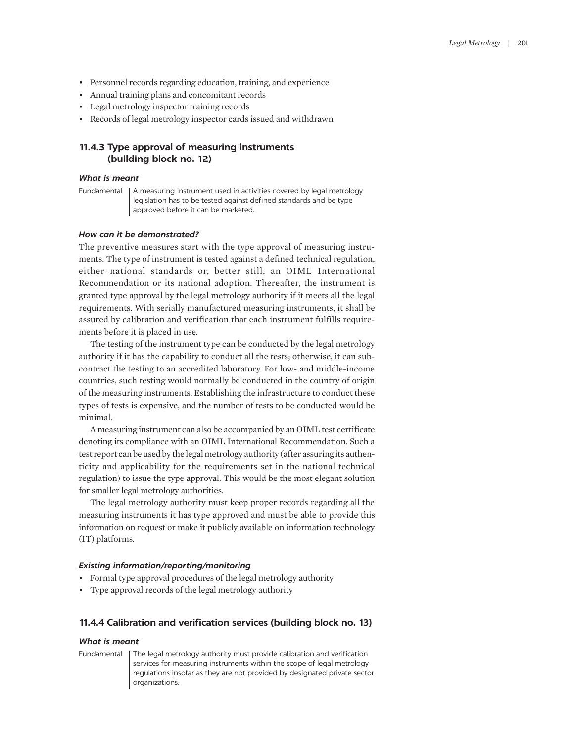- Personnel records regarding education, training, and experience
- Annual training plans and concomitant records
- Legal metrology inspector training records
- Records of legal metrology inspector cards issued and withdrawn

### 11.4.3 Type approval of measuring instruments (building block no. 12)

#### *What is meant*

| Fundamental | A measuring instrument used in activities covered by legal metrology legislation has to be tested against defined standards and be type approved before it can be marketed. |
|---|---|

#### *How can it be demonstrated?*

The preventive measures start with the type approval of measuring instruments. The type of instrument is tested against a defined technical regulation, either national standards or, better still, an OIML International Recommendation or its national adoption. Thereafter, the instrument is granted type approval by the legal metrology authority if it meets all the legal requirements. With serially manufactured measuring instruments, it shall be assured by calibration and verification that each instrument fulfills requirements before it is placed in use.

The testing of the instrument type can be conducted by the legal metrology authority if it has the capability to conduct all the tests; otherwise, it can subcontract the testing to an accredited laboratory. For low- and middle-income countries, such testing would normally be conducted in the country of origin of the measuring instruments. Establishing the infrastructure to conduct these types of tests is expensive, and the number of tests to be conducted would be minimal.

A measuring instrument can also be accompanied by an OIML test certificate denoting its compliance with an OIML International Recommendation. Such a test report can be used by the legal metrology authority (after assuring its authenticity and applicability for the requirements set in the national technical regulation) to issue the type approval. This would be the most elegant solution for smaller legal metrology authorities.

The legal metrology authority must keep proper records regarding all the measuring instruments it has type approved and must be able to provide this information on request or make it publicly available on information technology (IT) platforms.

#### *Existing information/reporting/monitoring*

- Formal type approval procedures of the legal metrology authority
- Type approval records of the legal metrology authority

### 11.4.4 Calibration and verification services (building block no. 13)

#### *What is meant*

| Fundamental | The legal metrology authority must provide calibration and verification services for measuring instruments within the scope of legal metrology regulations insofar as they are not provided by designated private sector organizations. |
|---|---|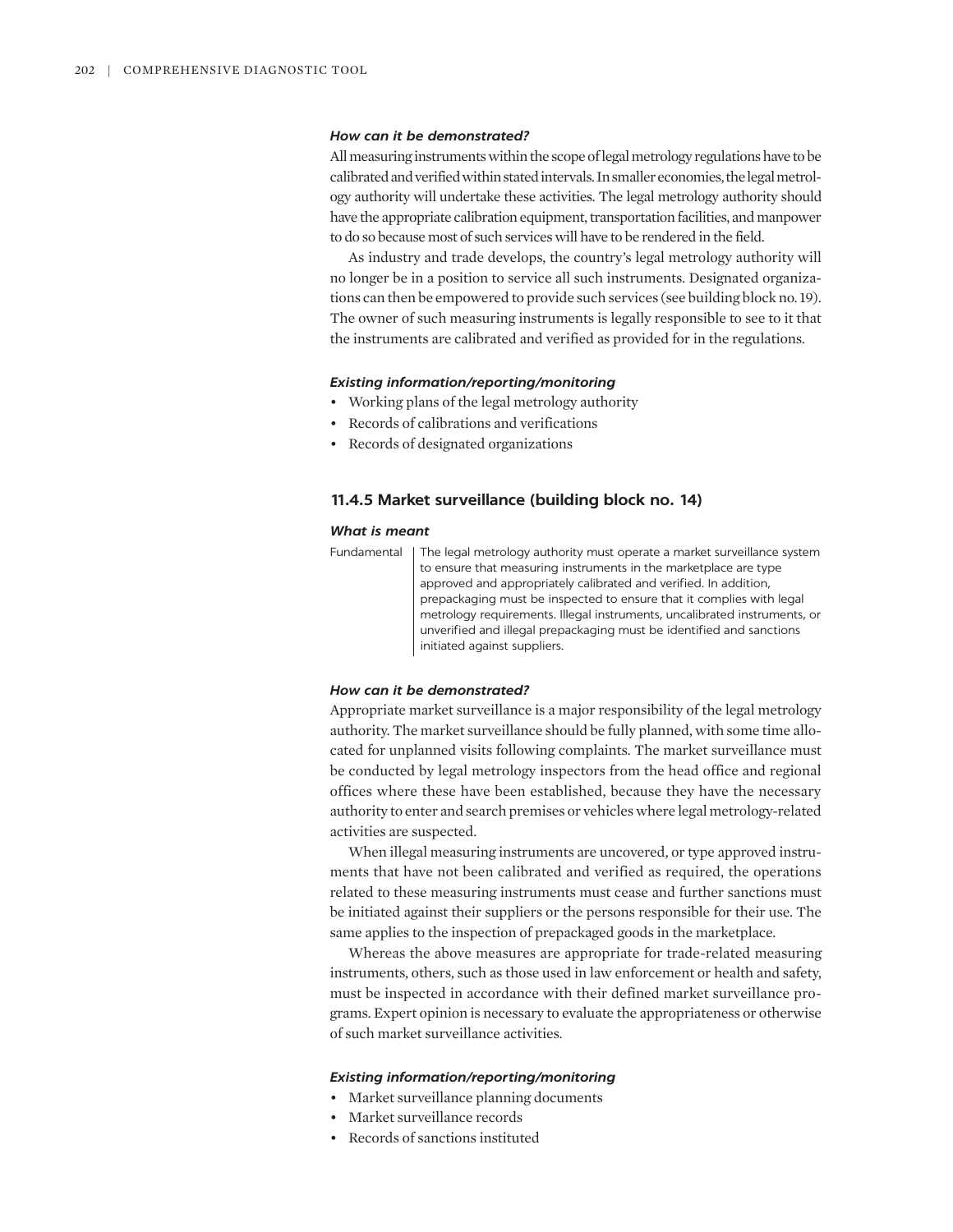***How can it be demonstrated?***

All measuring instruments within the scope of legal metrology regulations have to be calibrated and verified within stated intervals. In smaller economies, the legal metrology authority will undertake these activities. The legal metrology authority should have the appropriate calibration equipment, transportation facilities, and manpower to do so because most of such services will have to be rendered in the field.

As industry and trade develops, the country's legal metrology authority will no longer be in a position to service all such instruments. Designated organizations can then be empowered to provide such services (see building block no. 19). The owner of such measuring instruments is legally responsible to see to it that the instruments are calibrated and verified as provided for in the regulations.

***Existing information/reporting/monitoring***

- Working plans of the legal metrology authority
- Records of calibrations and verifications
- Records of designated organizations

### 11.4.5 Market surveillance (building block no. 14)

***What is meant***

| Fundamental | The legal metrology authority must operate a market surveillance system to ensure that measuring instruments in the marketplace are type approved and appropriately calibrated and verified. In addition, prepackaging must be inspected to ensure that it complies with legal metrology requirements. Illegal instruments, uncalibrated instruments, or unverified and illegal prepackaging must be identified and sanctions initiated against suppliers. |
|---|---|

***How can it be demonstrated?***

Appropriate market surveillance is a major responsibility of the legal metrology authority. The market surveillance should be fully planned, with some time allocated for unplanned visits following complaints. The market surveillance must be conducted by legal metrology inspectors from the head office and regional offices where these have been established, because they have the necessary authority to enter and search premises or vehicles where legal metrology-related activities are suspected.

When illegal measuring instruments are uncovered, or type approved instruments that have not been calibrated and verified as required, the operations related to these measuring instruments must cease and further sanctions must be initiated against their suppliers or the persons responsible for their use. The same applies to the inspection of prepackaged goods in the marketplace.

Whereas the above measures are appropriate for trade-related measuring instruments, others, such as those used in law enforcement or health and safety, must be inspected in accordance with their defined market surveillance programs. Expert opinion is necessary to evaluate the appropriateness or otherwise of such market surveillance activities.

***Existing information/reporting/monitoring***

- Market surveillance planning documents
- Market surveillance records
- Records of sanctions instituted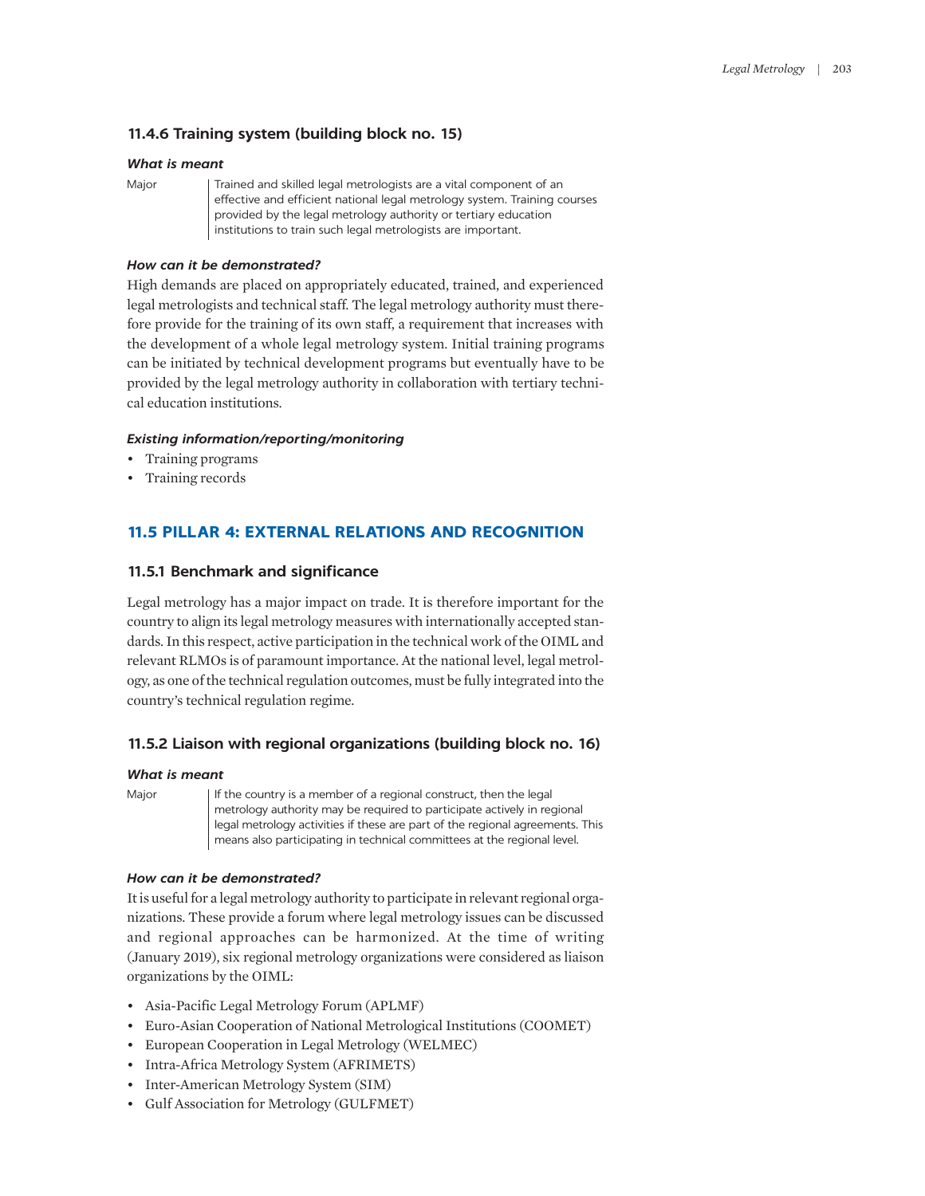### 11.4.6 Training system (building block no. 15)

#### *What is meant*

| | |
|---|---|
| Major | Trained and skilled legal metrologists are a vital component of an effective and efficient national legal metrology system. Training courses provided by the legal metrology authority or tertiary education institutions to train such legal metrologists are important. |

#### *How can it be demonstrated?*

High demands are placed on appropriately educated, trained, and experienced legal metrologists and technical staff. The legal metrology authority must therefore provide for the training of its own staff, a requirement that increases with the development of a whole legal metrology system. Initial training programs can be initiated by technical development programs but eventually have to be provided by the legal metrology authority in collaboration with tertiary technical education institutions.

#### *Existing information/reporting/monitoring*

- Training programs
- Training records

## 11.5 PILLAR 4: EXTERNAL RELATIONS AND RECOGNITION

### 11.5.1 Benchmark and significance

Legal metrology has a major impact on trade. It is therefore important for the country to align its legal metrology measures with internationally accepted standards. In this respect, active participation in the technical work of the OIML and relevant RLMOs is of paramount importance. At the national level, legal metrology, as one of the technical regulation outcomes, must be fully integrated into the country's technical regulation regime.

### 11.5.2 Liaison with regional organizations (building block no. 16)

#### *What is meant*

| | |
|---|---|
| Major | If the country is a member of a regional construct, then the legal metrology authority may be required to participate actively in regional legal metrology activities if these are part of the regional agreements. This means also participating in technical committees at the regional level. |

#### *How can it be demonstrated?*

It is useful for a legal metrology authority to participate in relevant regional organizations. These provide a forum where legal metrology issues can be discussed and regional approaches can be harmonized. At the time of writing (January 2019), six regional metrology organizations were considered as liaison organizations by the OIML:

- Asia-Pacific Legal Metrology Forum (APLMF)
- Euro-Asian Cooperation of National Metrological Institutions (COOMET)
- European Cooperation in Legal Metrology (WELMEC)
- Intra-Africa Metrology System (AFRIMETS)
- Inter-American Metrology System (SIM)
- Gulf Association for Metrology (GULFMET)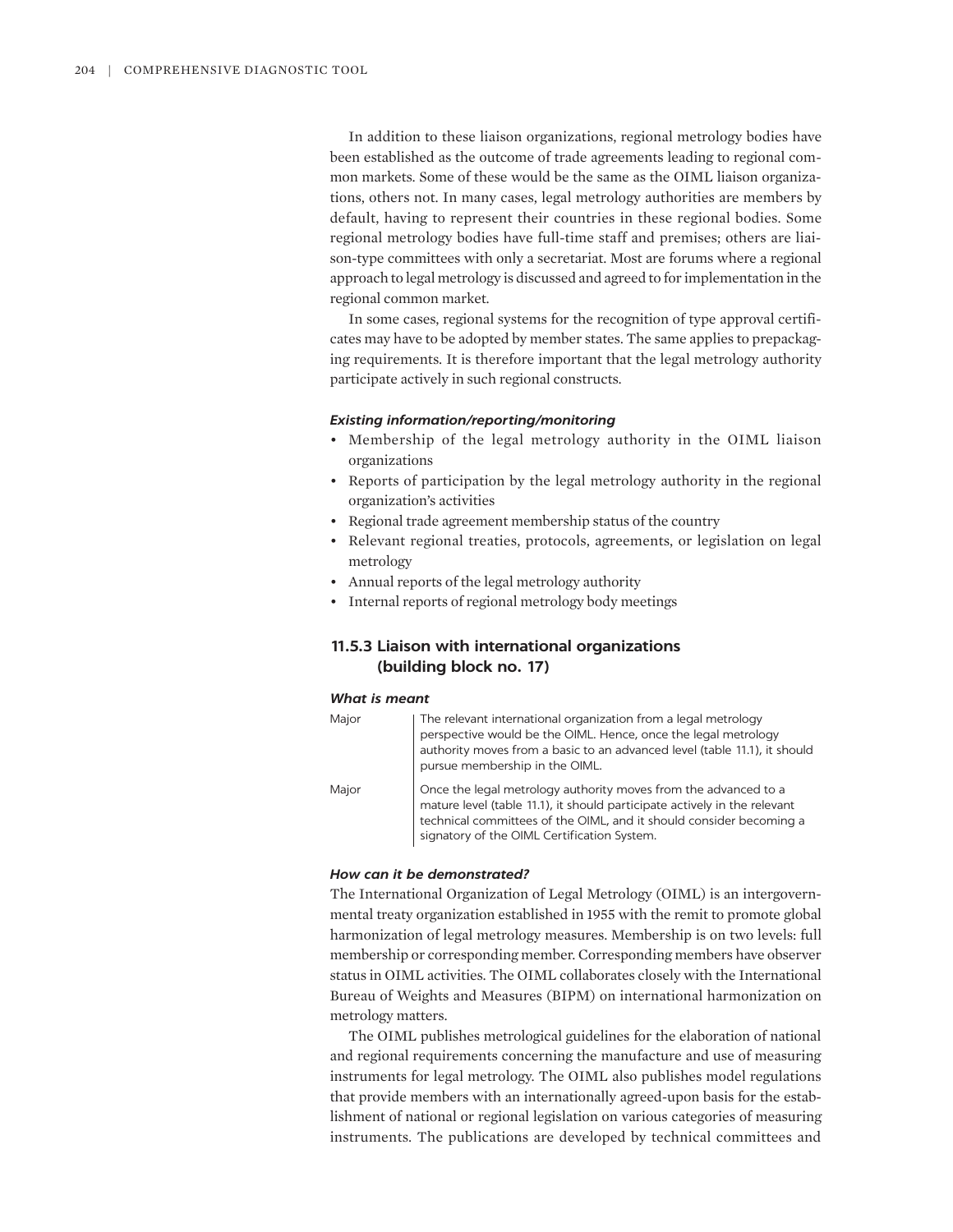In addition to these liaison organizations, regional metrology bodies have been established as the outcome of trade agreements leading to regional common markets. Some of these would be the same as the OIML liaison organizations, others not. In many cases, legal metrology authorities are members by default, having to represent their countries in these regional bodies. Some regional metrology bodies have full-time staff and premises; others are liaison-type committees with only a secretariat. Most are forums where a regional approach to legal metrology is discussed and agreed to for implementation in the regional common market.

In some cases, regional systems for the recognition of type approval certificates may have to be adopted by member states. The same applies to prepackaging requirements. It is therefore important that the legal metrology authority participate actively in such regional constructs.

***Existing information/reporting/monitoring***

- Membership of the legal metrology authority in the OIML liaison organizations
- Reports of participation by the legal metrology authority in the regional organization's activities
- Regional trade agreement membership status of the country
- Relevant regional treaties, protocols, agreements, or legislation on legal metrology
- Annual reports of the legal metrology authority
- Internal reports of regional metrology body meetings

### 11.5.3 Liaison with international organizations (building block no. 17)

***What is meant***

| | |
|---|---|
| Major | The relevant international organization from a legal metrology perspective would be the OIML. Hence, once the legal metrology authority moves from a basic to an advanced level (table 11.1), it should pursue membership in the OIML. |
| Major | Once the legal metrology authority moves from the advanced to a mature level (table 11.1), it should participate actively in the relevant technical committees of the OIML, and it should consider becoming a signatory of the OIML Certification System. |

***How can it be demonstrated?***

The International Organization of Legal Metrology (OIML) is an intergovernmental treaty organization established in 1955 with the remit to promote global harmonization of legal metrology measures. Membership is on two levels: full membership or corresponding member. Corresponding members have observer status in OIML activities. The OIML collaborates closely with the International Bureau of Weights and Measures (BIPM) on international harmonization on metrology matters.

The OIML publishes metrological guidelines for the elaboration of national and regional requirements concerning the manufacture and use of measuring instruments for legal metrology. The OIML also publishes model regulations that provide members with an internationally agreed-upon basis for the establishment of national or regional legislation on various categories of measuring instruments. The publications are developed by technical committees and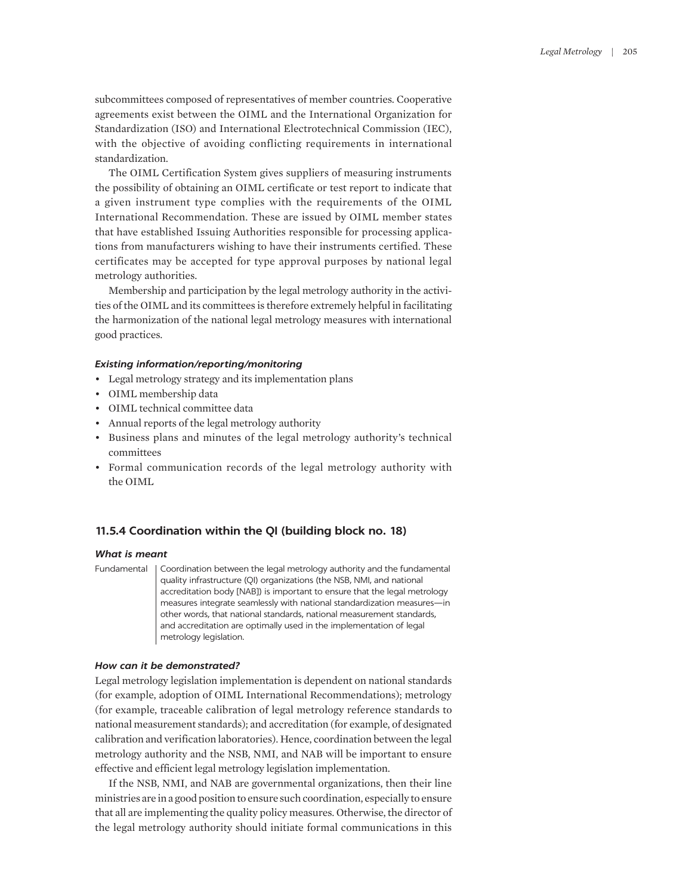subcommittees composed of representatives of member countries. Cooperative agreements exist between the OIML and the International Organization for Standardization (ISO) and International Electrotechnical Commission (IEC), with the objective of avoiding conflicting requirements in international standardization.

The OIML Certification System gives suppliers of measuring instruments the possibility of obtaining an OIML certificate or test report to indicate that a given instrument type complies with the requirements of the OIML International Recommendation. These are issued by OIML member states that have established Issuing Authorities responsible for processing applications from manufacturers wishing to have their instruments certified. These certificates may be accepted for type approval purposes by national legal metrology authorities.

Membership and participation by the legal metrology authority in the activities of the OIML and its committees is therefore extremely helpful in facilitating the harmonization of the national legal metrology measures with international good practices.

#### *Existing information/reporting/monitoring*

- Legal metrology strategy and its implementation plans
- OIML membership data
- OIML technical committee data
- Annual reports of the legal metrology authority
- Business plans and minutes of the legal metrology authority's technical committees
- Formal communication records of the legal metrology authority with the OIML

### 11.5.4 Coordination within the QI (building block no. 18)

#### *What is meant*

| | |
|---|---|
| Fundamental | Coordination between the legal metrology authority and the fundamental quality infrastructure (QI) organizations (the NSB, NMI, and national accreditation body [NAB]) is important to ensure that the legal metrology measures integrate seamlessly with national standardization measures—in other words, that national standards, national measurement standards, and accreditation are optimally used in the implementation of legal metrology legislation. |

#### *How can it be demonstrated?*

Legal metrology legislation implementation is dependent on national standards (for example, adoption of OIML International Recommendations); metrology (for example, traceable calibration of legal metrology reference standards to national measurement standards); and accreditation (for example, of designated calibration and verification laboratories). Hence, coordination between the legal metrology authority and the NSB, NMI, and NAB will be important to ensure effective and efficient legal metrology legislation implementation.

If the NSB, NMI, and NAB are governmental organizations, then their line ministries are in a good position to ensure such coordination, especially to ensure that all are implementing the quality policy measures. Otherwise, the director of the legal metrology authority should initiate formal communications in this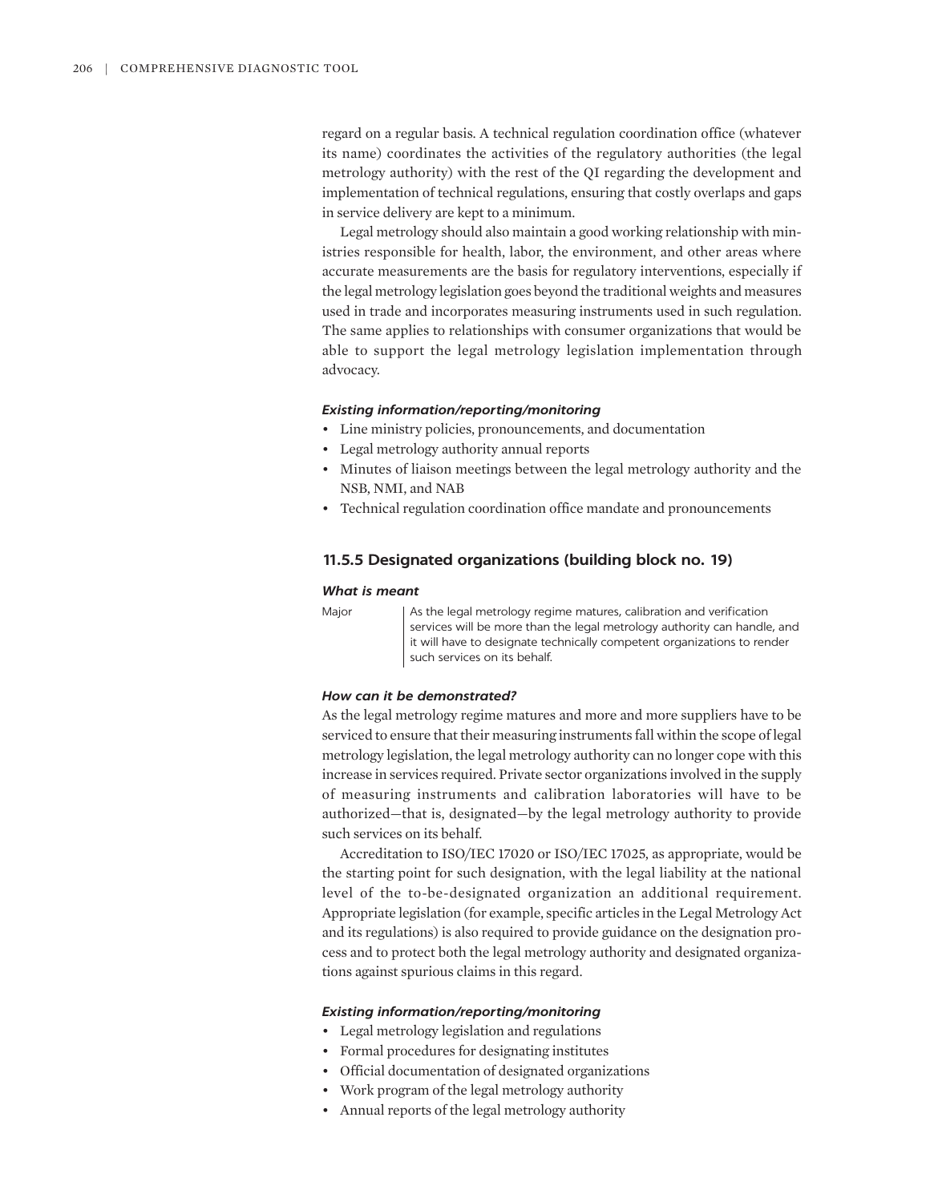regard on a regular basis. A technical regulation coordination office (whatever its name) coordinates the activities of the regulatory authorities (the legal metrology authority) with the rest of the QI regarding the development and implementation of technical regulations, ensuring that costly overlaps and gaps in service delivery are kept to a minimum.

Legal metrology should also maintain a good working relationship with ministries responsible for health, labor, the environment, and other areas where accurate measurements are the basis for regulatory interventions, especially if the legal metrology legislation goes beyond the traditional weights and measures used in trade and incorporates measuring instruments used in such regulation. The same applies to relationships with consumer organizations that would be able to support the legal metrology legislation implementation through advocacy.

#### *Existing information/reporting/monitoring*

- Line ministry policies, pronouncements, and documentation
- Legal metrology authority annual reports
- Minutes of liaison meetings between the legal metrology authority and the NSB, NMI, and NAB
- Technical regulation coordination office mandate and pronouncements

### 11.5.5 Designated organizations (building block no. 19)

#### *What is meant*

| | |
|---|---|
| Major | As the legal metrology regime matures, calibration and verification services will be more than the legal metrology authority can handle, and it will have to designate technically competent organizations to render such services on its behalf. |

#### *How can it be demonstrated?*

As the legal metrology regime matures and more and more suppliers have to be serviced to ensure that their measuring instruments fall within the scope of legal metrology legislation, the legal metrology authority can no longer cope with this increase in services required. Private sector organizations involved in the supply of measuring instruments and calibration laboratories will have to be authorized—that is, designated—by the legal metrology authority to provide such services on its behalf.

Accreditation to ISO/IEC 17020 or ISO/IEC 17025, as appropriate, would be the starting point for such designation, with the legal liability at the national level of the to-be-designated organization an additional requirement. Appropriate legislation (for example, specific articles in the Legal Metrology Act and its regulations) is also required to provide guidance on the designation process and to protect both the legal metrology authority and designated organizations against spurious claims in this regard.

#### *Existing information/reporting/monitoring*

- Legal metrology legislation and regulations
- Formal procedures for designating institutes
- Official documentation of designated organizations
- Work program of the legal metrology authority
- Annual reports of the legal metrology authority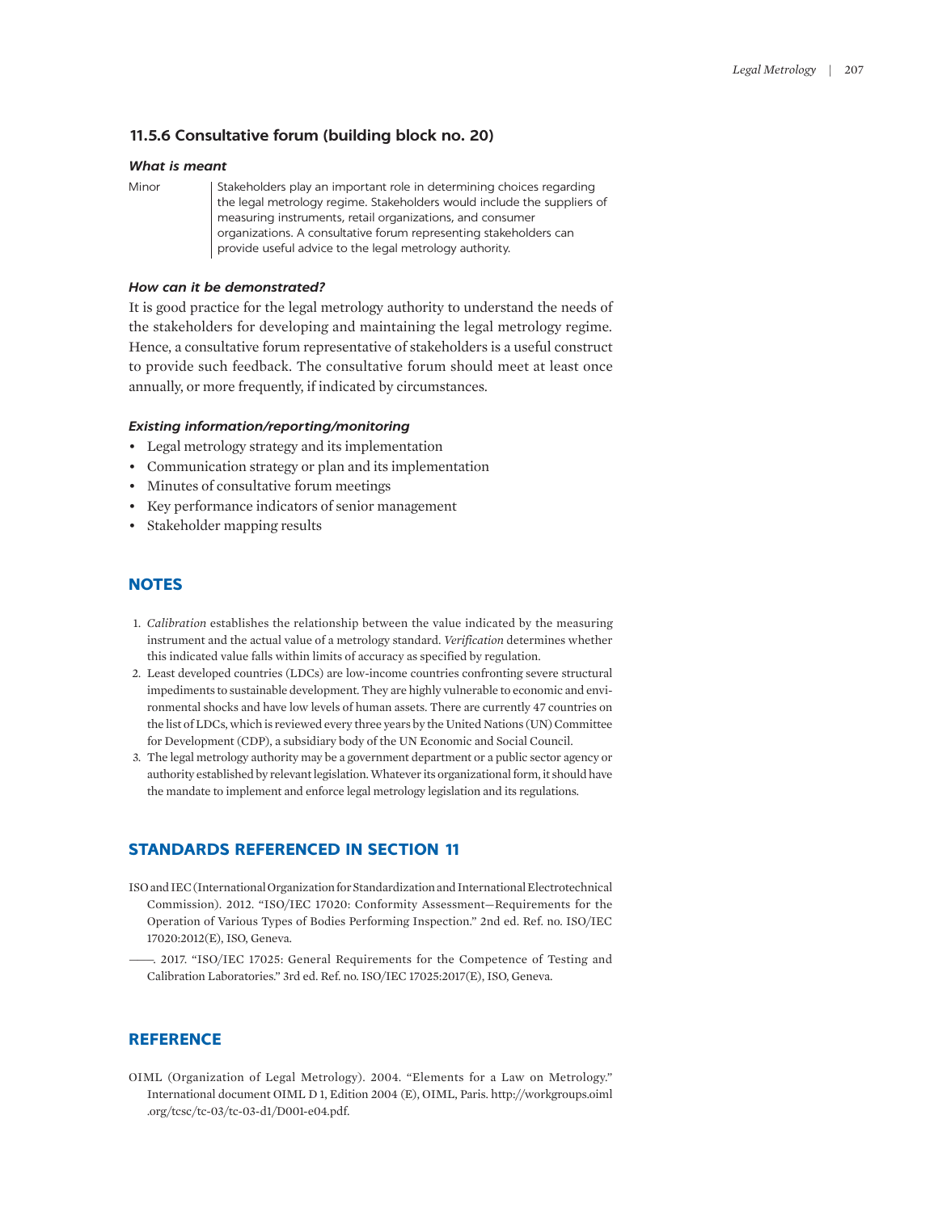### 11.5.6 Consultative forum (building block no. 20)

#### *What is meant*

| | |
|---|---|
| Minor | Stakeholders play an important role in determining choices regarding the legal metrology regime. Stakeholders would include the suppliers of measuring instruments, retail organizations, and consumer organizations. A consultative forum representing stakeholders can provide useful advice to the legal metrology authority. |

#### *How can it be demonstrated?*

It is good practice for the legal metrology authority to understand the needs of the stakeholders for developing and maintaining the legal metrology regime. Hence, a consultative forum representative of stakeholders is a useful construct to provide such feedback. The consultative forum should meet at least once annually, or more frequently, if indicated by circumstances.

#### *Existing information/reporting/monitoring*

- Legal metrology strategy and its implementation
- Communication strategy or plan and its implementation
- Minutes of consultative forum meetings
- Key performance indicators of senior management
- Stakeholder mapping results

## NOTES

1. *Calibration* establishes the relationship between the value indicated by the measuring instrument and the actual value of a metrology standard. *Verification* determines whether this indicated value falls within limits of accuracy as specified by regulation.
2. Least developed countries (LDCs) are low-income countries confronting severe structural impediments to sustainable development. They are highly vulnerable to economic and environmental shocks and have low levels of human assets. There are currently 47 countries on the list of LDCs, which is reviewed every three years by the United Nations (UN) Committee for Development (CDP), a subsidiary body of the UN Economic and Social Council.
3. The legal metrology authority may be a government department or a public sector agency or authority established by relevant legislation. Whatever its organizational form, it should have the mandate to implement and enforce legal metrology legislation and its regulations.

## STANDARDS REFERENCED IN SECTION 11

ISO and IEC (International Organization for Standardization and International Electrotechnical Commission). 2012. "ISO/IEC 17020: Conformity Assessment—Requirements for the Operation of Various Types of Bodies Performing Inspection." 2nd ed. Ref. no. ISO/IEC 17020:2012(E), ISO, Geneva.

———. 2017. "ISO/IEC 17025: General Requirements for the Competence of Testing and Calibration Laboratories." 3rd ed. Ref. no. ISO/IEC 17025:2017(E), ISO, Geneva.

## REFERENCE

OIML (Organization of Legal Metrology). 2004. "Elements for a Law on Metrology." International document OIML D 1, Edition 2004 (E), OIML, Paris. http://workgroups.oiml.org/tcsc/tc-03/tc-03-d1/D001-e04.pdf.